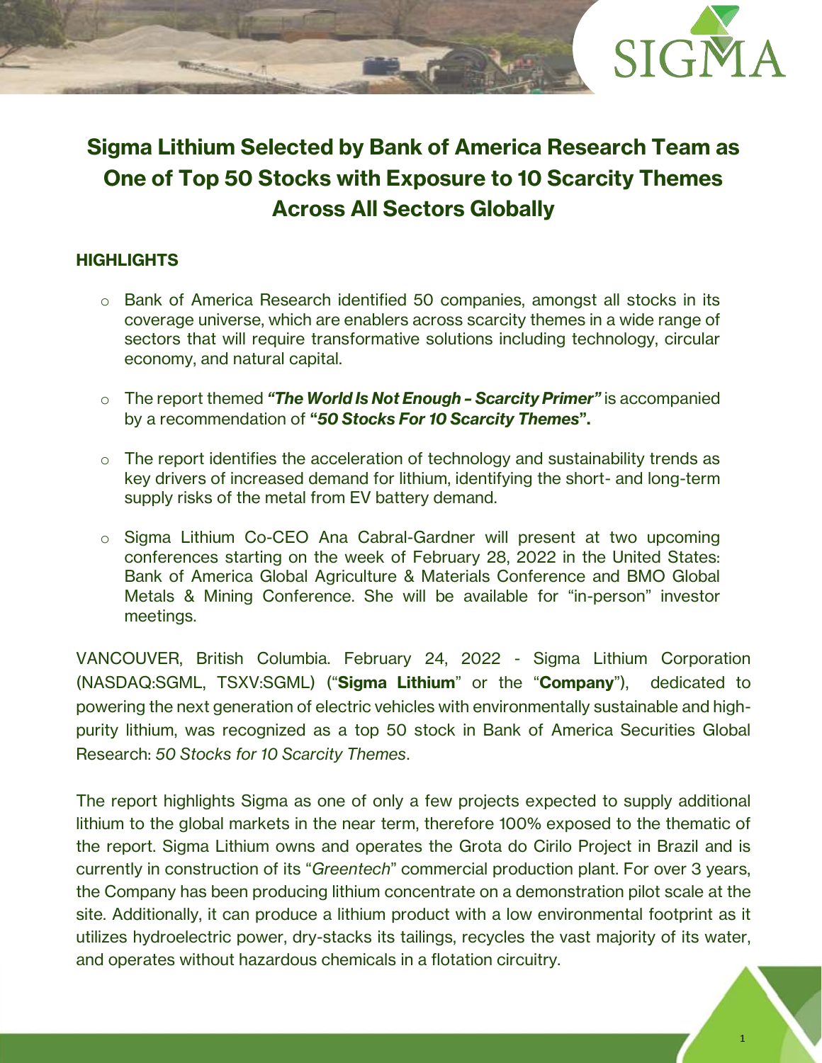# Sigma Lithium Selected by Bank of America Research Team as One of Top 50 Stocks with Exposure to 10 Scarcity Themes Across All Sectors Globally

## HIGHLIGHTS

- Bank of America Research identified 50 companies, amongst all stocks in its coverage universe, which are enablers across scarcity themes in a wide range of sectors that will require transformative solutions including technology, circular economy, and natural capital.
- The report themed ***"The World Is Not Enough – Scarcity Primer"*** is accompanied by a recommendation of **"*50 Stocks For 10 Scarcity Themes*".**
- The report identifies the acceleration of technology and sustainability trends as key drivers of increased demand for lithium, identifying the short- and long-term supply risks of the metal from EV battery demand.
- Sigma Lithium Co-CEO Ana Cabral-Gardner will present at two upcoming conferences starting on the week of February 28, 2022 in the United States: Bank of America Global Agriculture & Materials Conference and BMO Global Metals & Mining Conference. She will be available for "in-person" investor meetings.

VANCOUVER, British Columbia. February 24, 2022 - Sigma Lithium Corporation (NASDAQ:SGML, TSXV:SGML) ("**Sigma Lithium**" or the "**Company**"), dedicated to powering the next generation of electric vehicles with environmentally sustainable and high-purity lithium, was recognized as a top 50 stock in Bank of America Securities Global Research: *50 Stocks for 10 Scarcity Themes*.

The report highlights Sigma as one of only a few projects expected to supply additional lithium to the global markets in the near term, therefore 100% exposed to the thematic of the report. Sigma Lithium owns and operates the Grota do Cirilo Project in Brazil and is currently in construction of its "*Greentech*" commercial production plant. For over 3 years, the Company has been producing lithium concentrate on a demonstration pilot scale at the site. Additionally, it can produce a lithium product with a low environmental footprint as it utilizes hydroelectric power, dry-stacks its tailings, recycles the vast majority of its water, and operates without hazardous chemicals in a flotation circuitry.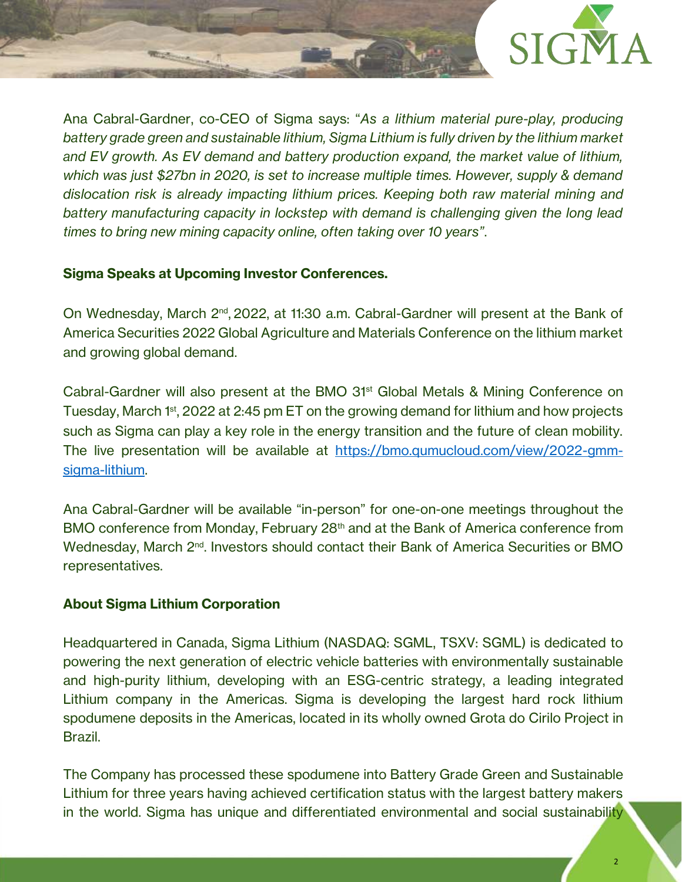Ana Cabral-Gardner, co-CEO of Sigma says: "*As a lithium material pure-play, producing battery grade green and sustainable lithium, Sigma Lithium is fully driven by the lithium market and EV growth. As EV demand and battery production expand, the market value of lithium, which was just $27bn in 2020, is set to increase multiple times. However, supply & demand dislocation risk is already impacting lithium prices. Keeping both raw material mining and battery manufacturing capacity in lockstep with demand is challenging given the long lead times to bring new mining capacity online, often taking over 10 years*".

**Sigma Speaks at Upcoming Investor Conferences.**

On Wednesday, March 2nd, 2022, at 11:30 a.m. Cabral-Gardner will present at the Bank of America Securities 2022 Global Agriculture and Materials Conference on the lithium market and growing global demand.

Cabral-Gardner will also present at the BMO 31st Global Metals & Mining Conference on Tuesday, March 1st, 2022 at 2:45 pm ET on the growing demand for lithium and how projects such as Sigma can play a key role in the energy transition and the future of clean mobility. The live presentation will be available at [https://bmo.qumucloud.com/view/2022-gmm-sigma-lithium](https://bmo.qumucloud.com/view/2022-gmm-sigma-lithium).

Ana Cabral-Gardner will be available "in-person" for one-on-one meetings throughout the BMO conference from Monday, February 28th and at the Bank of America conference from Wednesday, March 2nd. Investors should contact their Bank of America Securities or BMO representatives.

**About Sigma Lithium Corporation**

Headquartered in Canada, Sigma Lithium (NASDAQ: SGML, TSXV: SGML) is dedicated to powering the next generation of electric vehicle batteries with environmentally sustainable and high-purity lithium, developing with an ESG-centric strategy, a leading integrated Lithium company in the Americas. Sigma is developing the largest hard rock lithium spodumene deposits in the Americas, located in its wholly owned Grota do Cirilo Project in Brazil.

The Company has processed these spodumene into Battery Grade Green and Sustainable Lithium for three years having achieved certification status with the largest battery makers in the world. Sigma has unique and differentiated environmental and social sustainability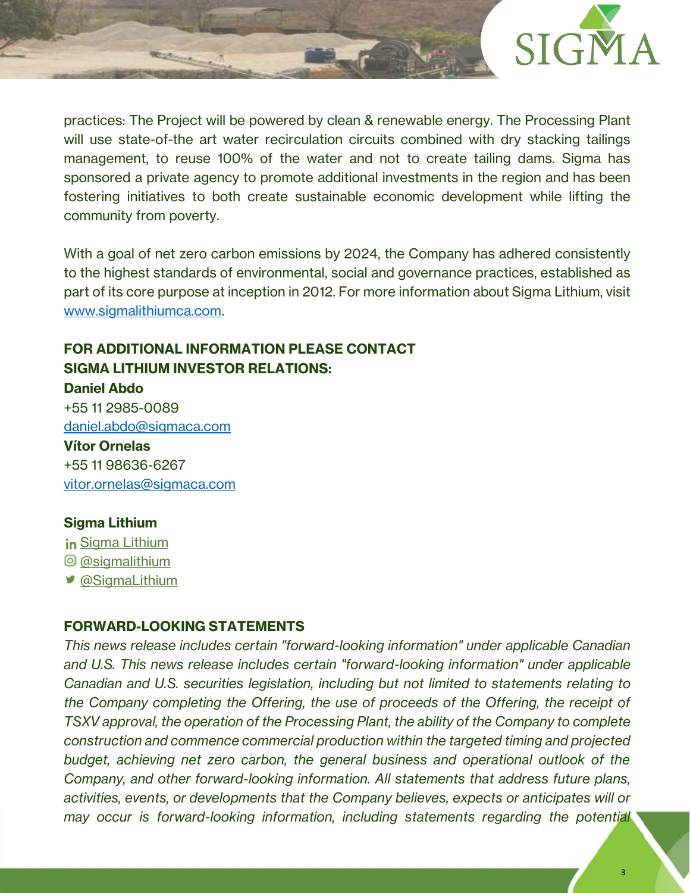practices: The Project will be powered by clean & renewable energy. The Processing Plant will use state-of-the art water recirculation circuits combined with dry stacking tailings management, to reuse 100% of the water and not to create tailing dams. Sigma has sponsored a private agency to promote additional investments in the region and has been fostering initiatives to both create sustainable economic development while lifting the community from poverty.

With a goal of net zero carbon emissions by 2024, the Company has adhered consistently to the highest standards of environmental, social and governance practices, established as part of its core purpose at inception in 2012. For more information about Sigma Lithium, visit [www.sigmalithiumca.com](www.sigmalithiumca.com).

**FOR ADDITIONAL INFORMATION PLEASE CONTACT**
**SIGMA LITHIUM INVESTOR RELATIONS:**

**Daniel Abdo**
+55 11 2985-0089
daniel.abdo@sigmaca.com

**Vítor Ornelas**
+55 11 98636-6267
vitor.ornelas@sigmaca.com

**Sigma Lithium**

- Sigma Lithium
- @sigmalithium
- @SigmaLithium

**FORWARD-LOOKING STATEMENTS**

*This news release includes certain "forward-looking information" under applicable Canadian and U.S. This news release includes certain "forward-looking information" under applicable Canadian and U.S. securities legislation, including but not limited to statements relating to the Company completing the Offering, the use of proceeds of the Offering, the receipt of TSXV approval, the operation of the Processing Plant, the ability of the Company to complete construction and commence commercial production within the targeted timing and projected budget, achieving net zero carbon, the general business and operational outlook of the Company, and other forward-looking information. All statements that address future plans, activities, events, or developments that the Company believes, expects or anticipates will or may occur is forward-looking information, including statements regarding the potential*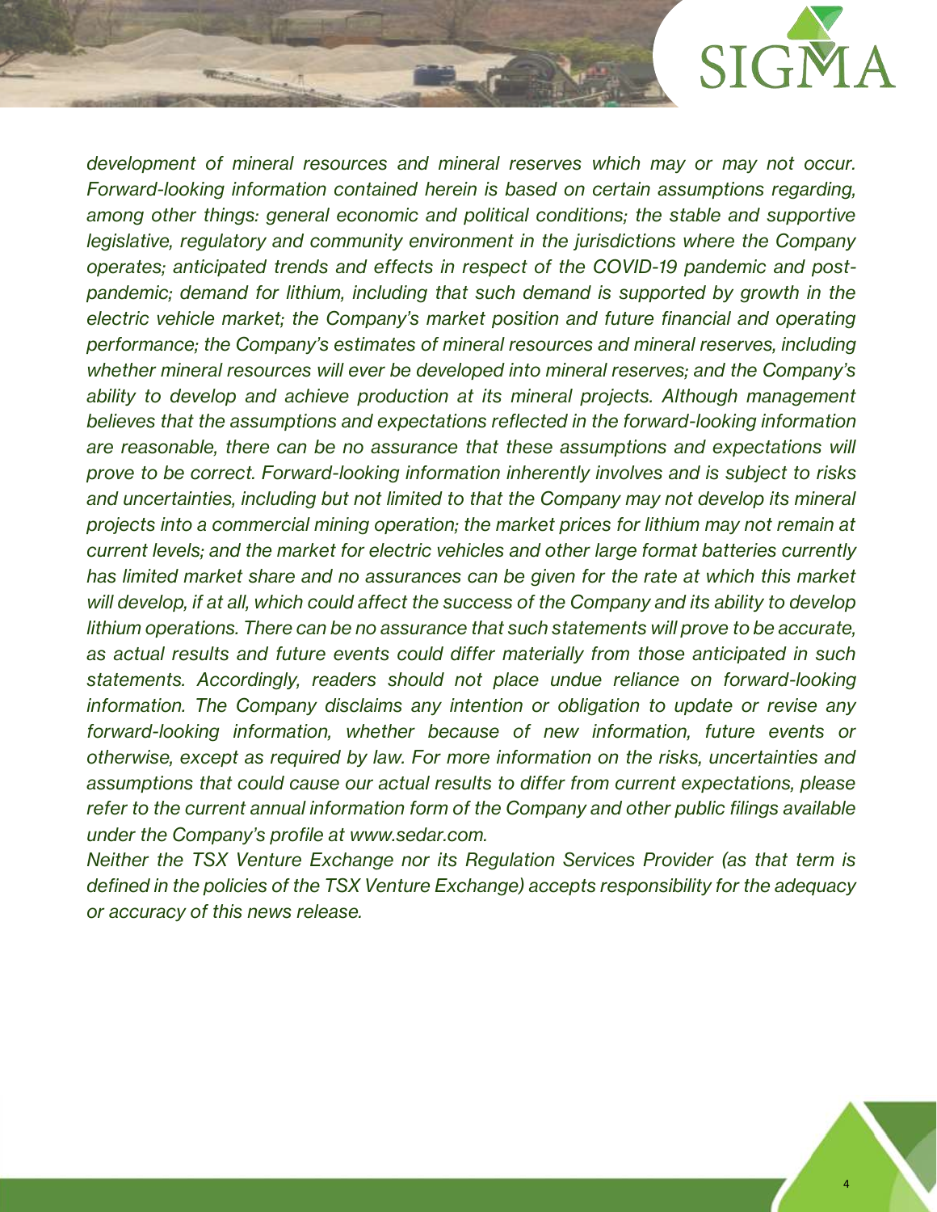*development of mineral resources and mineral reserves which may or may not occur. Forward-looking information contained herein is based on certain assumptions regarding, among other things: general economic and political conditions; the stable and supportive legislative, regulatory and community environment in the jurisdictions where the Company operates; anticipated trends and effects in respect of the COVID-19 pandemic and post-pandemic; demand for lithium, including that such demand is supported by growth in the electric vehicle market; the Company's market position and future financial and operating performance; the Company's estimates of mineral resources and mineral reserves, including whether mineral resources will ever be developed into mineral reserves; and the Company's ability to develop and achieve production at its mineral projects. Although management believes that the assumptions and expectations reflected in the forward-looking information are reasonable, there can be no assurance that these assumptions and expectations will prove to be correct. Forward-looking information inherently involves and is subject to risks and uncertainties, including but not limited to that the Company may not develop its mineral projects into a commercial mining operation; the market prices for lithium may not remain at current levels; and the market for electric vehicles and other large format batteries currently has limited market share and no assurances can be given for the rate at which this market will develop, if at all, which could affect the success of the Company and its ability to develop lithium operations. There can be no assurance that such statements will prove to be accurate, as actual results and future events could differ materially from those anticipated in such statements. Accordingly, readers should not place undue reliance on forward-looking information. The Company disclaims any intention or obligation to update or revise any forward-looking information, whether because of new information, future events or otherwise, except as required by law. For more information on the risks, uncertainties and assumptions that could cause our actual results to differ from current expectations, please refer to the current annual information form of the Company and other public filings available under the Company's profile at www.sedar.com.*

*Neither the TSX Venture Exchange nor its Regulation Services Provider (as that term is defined in the policies of the TSX Venture Exchange) accepts responsibility for the adequacy or accuracy of this news release.*